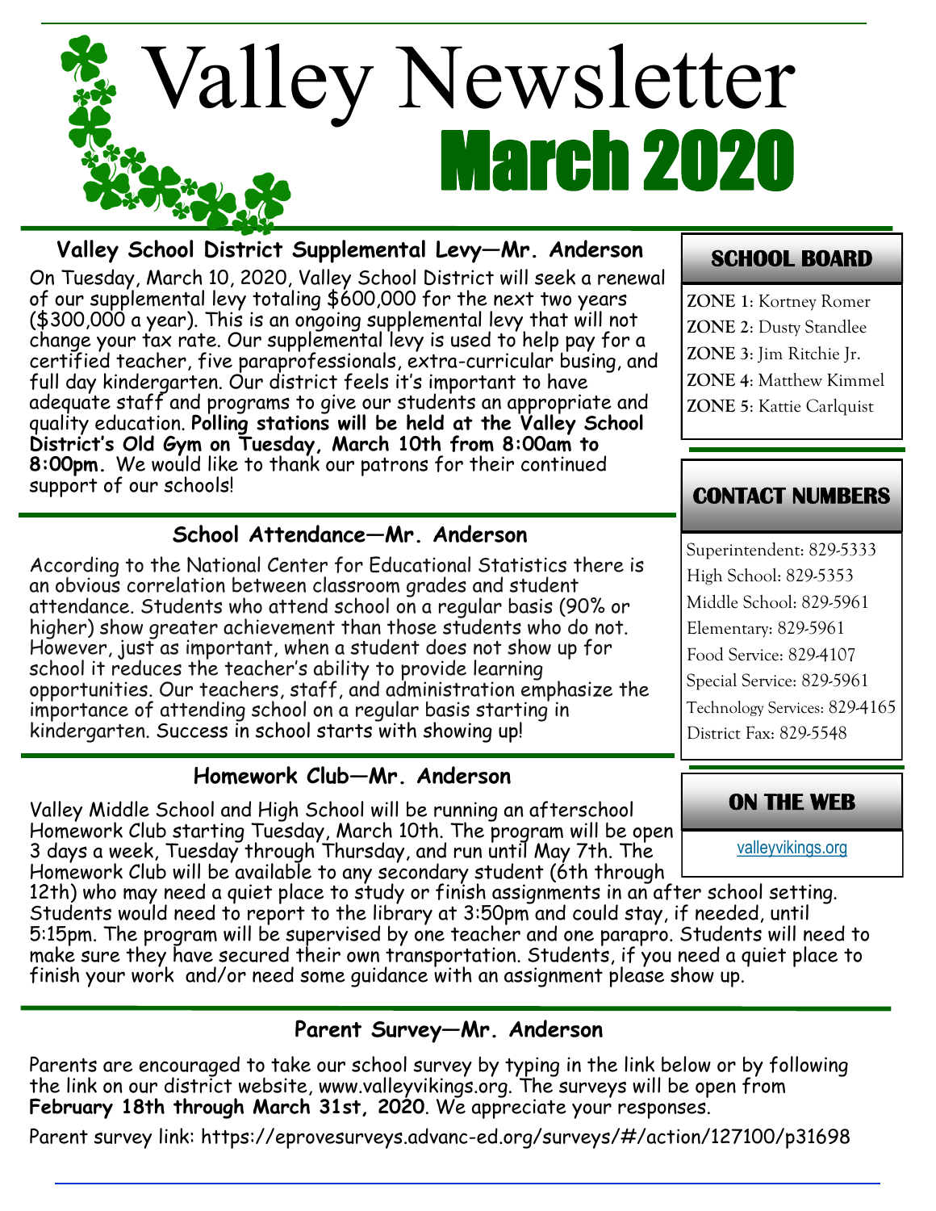# Valley Newsletter
# March 2020

## Valley School District Supplemental Levy—Mr. Anderson

On Tuesday, March 10, 2020, Valley School District will seek a renewal of our supplemental levy totaling $600,000 for the next two years ($300,000 a year). This is an ongoing supplemental levy that will not change your tax rate. Our supplemental levy is used to help pay for a certified teacher, five paraprofessionals, extra-curricular busing, and full day kindergarten. Our district feels it's important to have adequate staff and programs to give our students an appropriate and quality education. **Polling stations will be held at the Valley School District's Old Gym on Tuesday, March 10th from 8:00am to 8:00pm.** We would like to thank our patrons for their continued support of our schools!

## School Attendance—Mr. Anderson

According to the National Center for Educational Statistics there is an obvious correlation between classroom grades and student attendance. Students who attend school on a regular basis (90% or higher) show greater achievement than those students who do not. However, just as important, when a student does not show up for school it reduces the teacher's ability to provide learning opportunities. Our teachers, staff, and administration emphasize the importance of attending school on a regular basis starting in kindergarten. Success in school starts with showing up!

## Homework Club—Mr. Anderson

Valley Middle School and High School will be running an afterschool Homework Club starting Tuesday, March 10th. The program will be open 3 days a week, Tuesday through Thursday, and run until May 7th. The Homework Club will be available to any secondary student (6th through 12th) who may need a quiet place to study or finish assignments in an after school setting. Students would need to report to the library at 3:50pm and could stay, if needed, until 5:15pm. The program will be supervised by one teacher and one parapro. Students will need to make sure they have secured their own transportation. Students, if you need a quiet place to finish your work and/or need some guidance with an assignment please show up.

## Parent Survey—Mr. Anderson

Parents are encouraged to take our school survey by typing in the link below or by following the link on our district website, www.valleyvikings.org. The surveys will be open from **February 18th through March 31st, 2020**. We appreciate your responses.

Parent survey link: https://eprovesurveys.advanc-ed.org/surveys/#/action/127100/p31698

## SCHOOL BOARD

**ZONE 1**: Kortney Romer
**ZONE 2**: Dusty Standlee
**ZONE 3**: Jim Ritchie Jr.
**ZONE 4**: Matthew Kimmel
**ZONE 5**: Kattie Carlquist

## CONTACT NUMBERS

Superintendent: 829-5333
High School: 829-5353
Middle School: 829-5961
Elementary: 829-5961
Food Service: 829-4107
Special Service: 829-5961
Technology Services: 829-4165
District Fax: 829-5548

## ON THE WEB

valleyvikings.org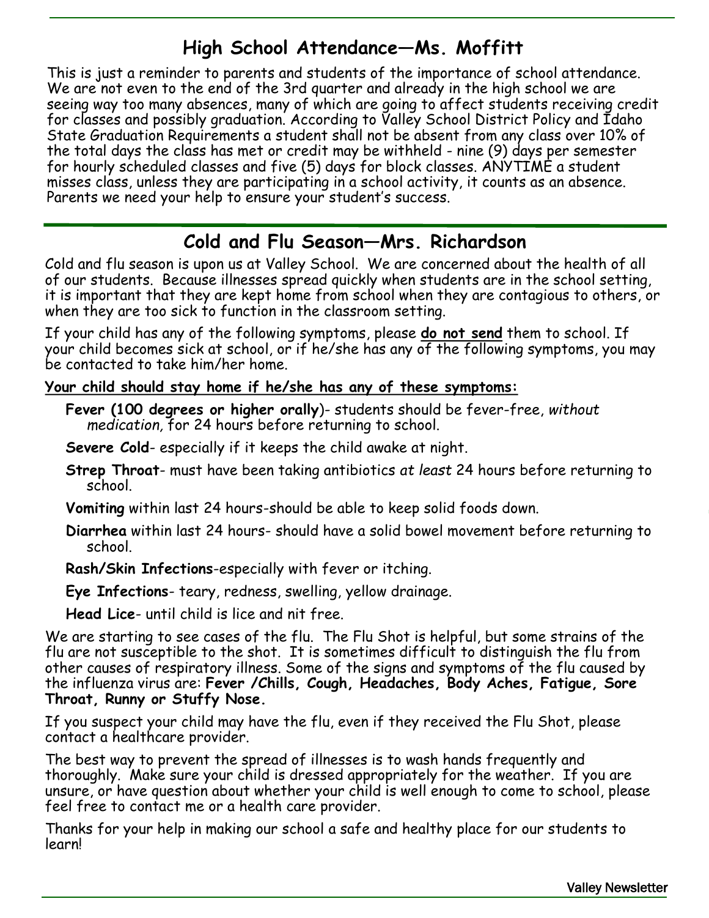## High School Attendance—Ms. Moffitt

This is just a reminder to parents and students of the importance of school attendance. We are not even to the end of the 3rd quarter and already in the high school we are seeing way too many absences, many of which are going to affect students receiving credit for classes and possibly graduation. According to Valley School District Policy and Idaho State Graduation Requirements a student shall not be absent from any class over 10% of the total days the class has met or credit may be withheld - nine (9) days per semester for hourly scheduled classes and five (5) days for block classes. ANYTIME a student misses class, unless they are participating in a school activity, it counts as an absence. Parents we need your help to ensure your student's success.

## Cold and Flu Season—Mrs. Richardson

Cold and flu season is upon us at Valley School. We are concerned about the health of all of our students. Because illnesses spread quickly when students are in the school setting, it is important that they are kept home from school when they are contagious to others, or when they are too sick to function in the classroom setting.

If your child has any of the following symptoms, please **do not send** them to school. If your child becomes sick at school, or if he/she has any of the following symptoms, you may be contacted to take him/her home.

**Your child should stay home if he/she has any of these symptoms:**

- **Fever (100 degrees or higher orally**)- students should be fever-free, *without medication,* for 24 hours before returning to school.
- **Severe Cold**- especially if it keeps the child awake at night.
- **Strep Throat**- must have been taking antibiotics *at least* 24 hours before returning to school.
- **Vomiting** within last 24 hours-should be able to keep solid foods down.
- **Diarrhea** within last 24 hours- should have a solid bowel movement before returning to school.
- **Rash/Skin Infections**-especially with fever or itching.
- **Eye Infections**- teary, redness, swelling, yellow drainage.
- **Head Lice**- until child is lice and nit free.

We are starting to see cases of the flu. The Flu Shot is helpful, but some strains of the flu are not susceptible to the shot. It is sometimes difficult to distinguish the flu from other causes of respiratory illness. Some of the signs and symptoms of the flu caused by the influenza virus are: **Fever /Chills, Cough, Headaches, Body Aches, Fatigue, Sore Throat, Runny or Stuffy Nose.**

If you suspect your child may have the flu, even if they received the Flu Shot, please contact a healthcare provider.

The best way to prevent the spread of illnesses is to wash hands frequently and thoroughly. Make sure your child is dressed appropriately for the weather. If you are unsure, or have question about whether your child is well enough to come to school, please feel free to contact me or a health care provider.

Thanks for your help in making our school a safe and healthy place for our students to learn!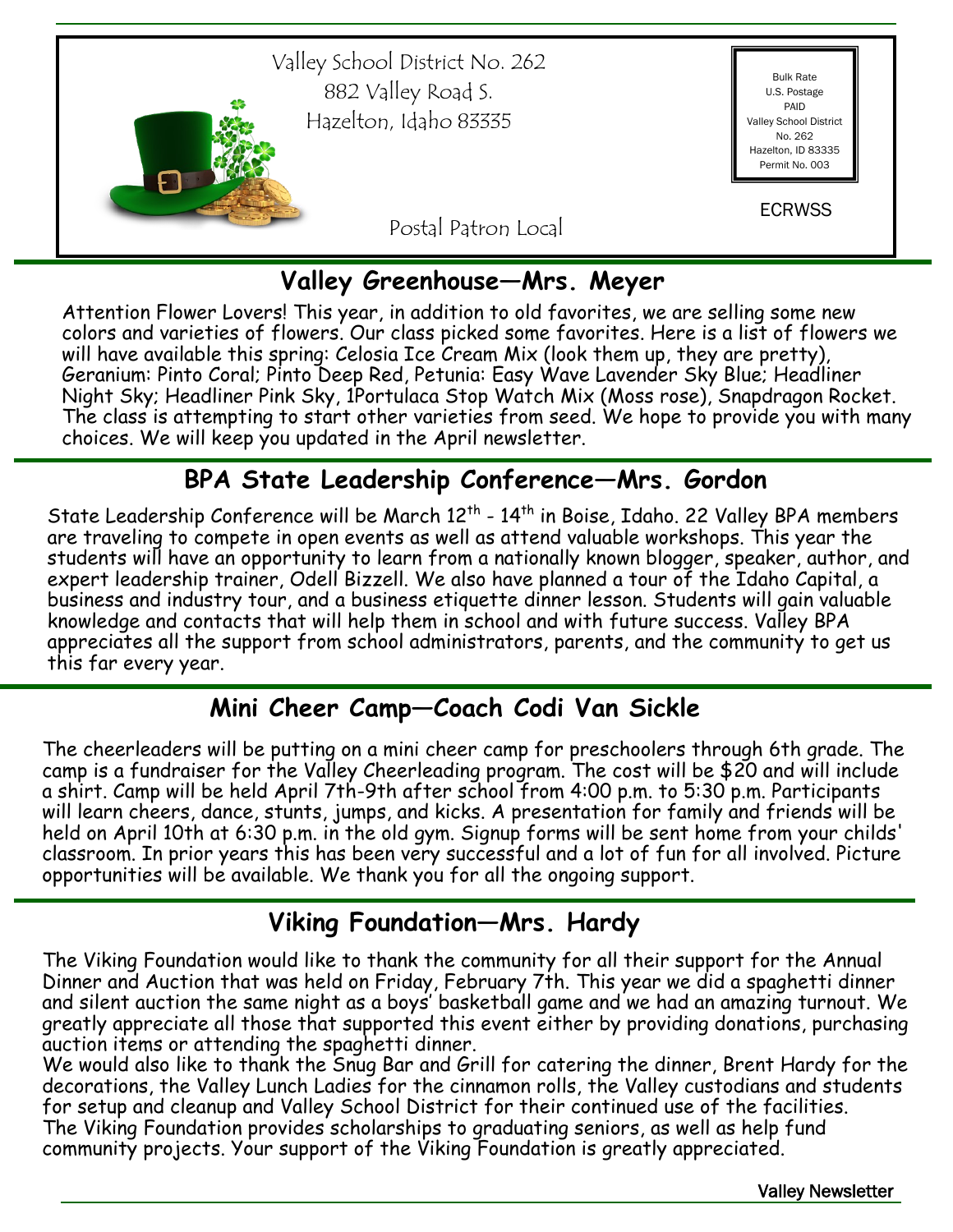Valley School District No. 262
882 Valley Road S.
Hazelton, Idaho 83335

Bulk Rate
U.S. Postage
PAID
Valley School District
No. 262
Hazelton, ID 83335
Permit No. 003

ECRWSS

Postal Patron Local

## Valley Greenhouse—Mrs. Meyer

Attention Flower Lovers! This year, in addition to old favorites, we are selling some new colors and varieties of flowers. Our class picked some favorites. Here is a list of flowers we will have available this spring: Celosia Ice Cream Mix (look them up, they are pretty), Geranium: Pinto Coral; Pinto Deep Red, Petunia: Easy Wave Lavender Sky Blue; Headliner Night Sky; Headliner Pink Sky, 1Portulaca Stop Watch Mix (Moss rose), Snapdragon Rocket. The class is attempting to start other varieties from seed. We hope to provide you with many choices. We will keep you updated in the April newsletter.

## BPA State Leadership Conference—Mrs. Gordon

State Leadership Conference will be March 12th - 14th in Boise, Idaho. 22 Valley BPA members are traveling to compete in open events as well as attend valuable workshops. This year the students will have an opportunity to learn from a nationally known blogger, speaker, author, and expert leadership trainer, Odell Bizzell. We also have planned a tour of the Idaho Capital, a business and industry tour, and a business etiquette dinner lesson. Students will gain valuable knowledge and contacts that will help them in school and with future success. Valley BPA appreciates all the support from school administrators, parents, and the community to get us this far every year.

## Mini Cheer Camp—Coach Codi Van Sickle

The cheerleaders will be putting on a mini cheer camp for preschoolers through 6th grade. The camp is a fundraiser for the Valley Cheerleading program. The cost will be $20 and will include a shirt. Camp will be held April 7th-9th after school from 4:00 p.m. to 5:30 p.m. Participants will learn cheers, dance, stunts, jumps, and kicks. A presentation for family and friends will be held on April 10th at 6:30 p.m. in the old gym. Signup forms will be sent home from your childs' classroom. In prior years this has been very successful and a lot of fun for all involved. Picture opportunities will be available. We thank you for all the ongoing support.

## Viking Foundation—Mrs. Hardy

The Viking Foundation would like to thank the community for all their support for the Annual Dinner and Auction that was held on Friday, February 7th. This year we did a spaghetti dinner and silent auction the same night as a boys' basketball game and we had an amazing turnout. We greatly appreciate all those that supported this event either by providing donations, purchasing auction items or attending the spaghetti dinner.

We would also like to thank the Snug Bar and Grill for catering the dinner, Brent Hardy for the decorations, the Valley Lunch Ladies for the cinnamon rolls, the Valley custodians and students for setup and cleanup and Valley School District for their continued use of the facilities.

The Viking Foundation provides scholarships to graduating seniors, as well as help fund community projects. Your support of the Viking Foundation is greatly appreciated.